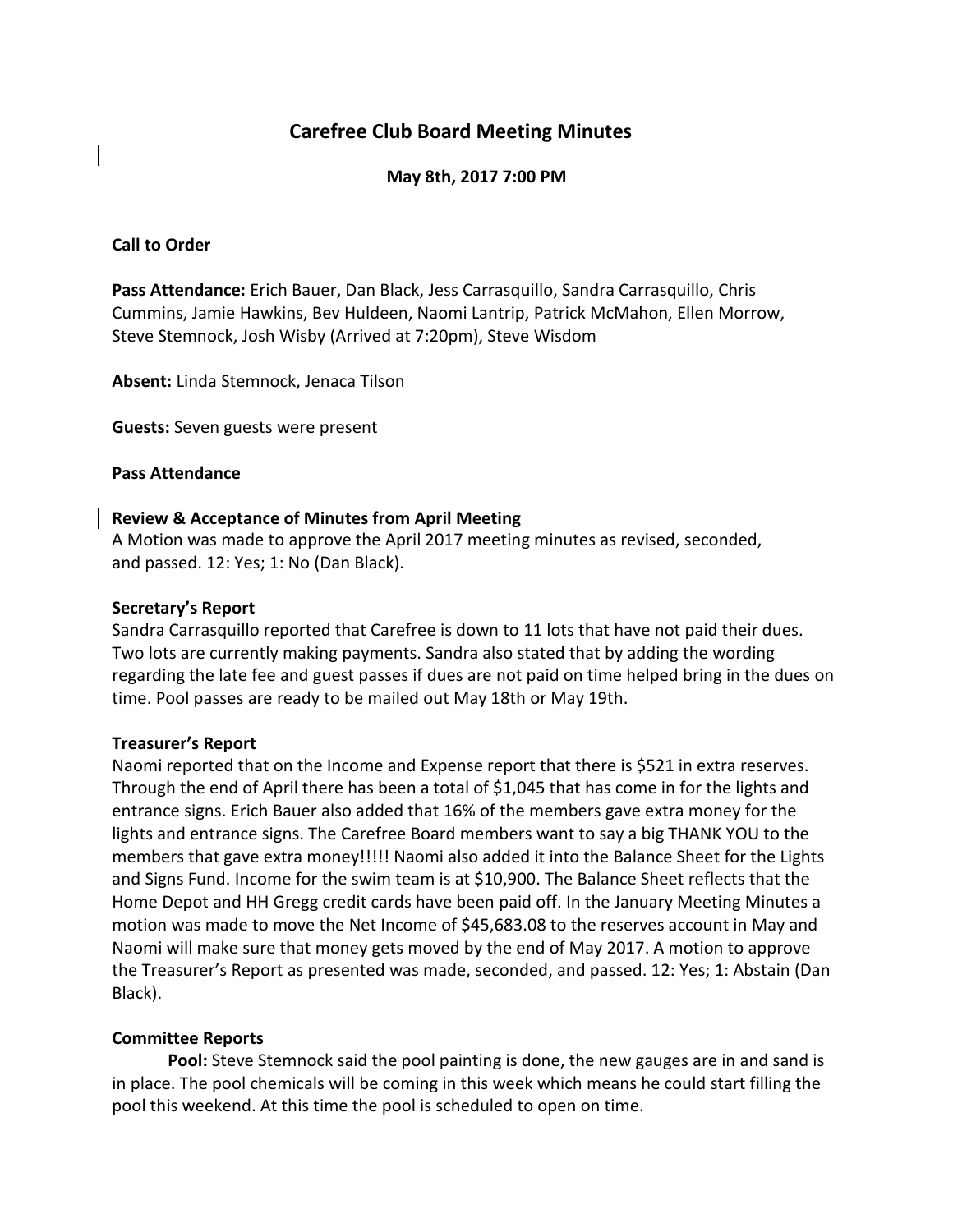# Carefree Club Board Meeting Minutes

**May 8th, 2017 7:00 PM**

**Call to Order**

**Pass Attendance:** Erich Bauer, Dan Black, Jess Carrasquillo, Sandra Carrasquillo, Chris Cummins, Jamie Hawkins, Bev Huldeen, Naomi Lantrip, Patrick McMahon, Ellen Morrow, Steve Stemnock, Josh Wisby (Arrived at 7:20pm), Steve Wisdom

**Absent:** Linda Stemnock, Jenaca Tilson

**Guests:** Seven guests were present

**Pass Attendance**

**Review & Acceptance of Minutes from April Meeting**

A Motion was made to approve the April 2017 meeting minutes as revised, seconded, and passed. 12: Yes; 1: No (Dan Black).

**Secretary's Report**

Sandra Carrasquillo reported that Carefree is down to 11 lots that have not paid their dues. Two lots are currently making payments. Sandra also stated that by adding the wording regarding the late fee and guest passes if dues are not paid on time helped bring in the dues on time. Pool passes are ready to be mailed out May 18th or May 19th.

**Treasurer's Report**

Naomi reported that on the Income and Expense report that there is $521 in extra reserves. Through the end of April there has been a total of $1,045 that has come in for the lights and entrance signs. Erich Bauer also added that 16% of the members gave extra money for the lights and entrance signs. The Carefree Board members want to say a big THANK YOU to the members that gave extra money!!!!! Naomi also added it into the Balance Sheet for the Lights and Signs Fund. Income for the swim team is at $10,900. The Balance Sheet reflects that the Home Depot and HH Gregg credit cards have been paid off. In the January Meeting Minutes a motion was made to move the Net Income of $45,683.08 to the reserves account in May and Naomi will make sure that money gets moved by the end of May 2017. A motion to approve the Treasurer's Report as presented was made, seconded, and passed. 12: Yes; 1: Abstain (Dan Black).

**Committee Reports**

**Pool:** Steve Stemnock said the pool painting is done, the new gauges are in and sand is in place. The pool chemicals will be coming in this week which means he could start filling the pool this weekend. At this time the pool is scheduled to open on time.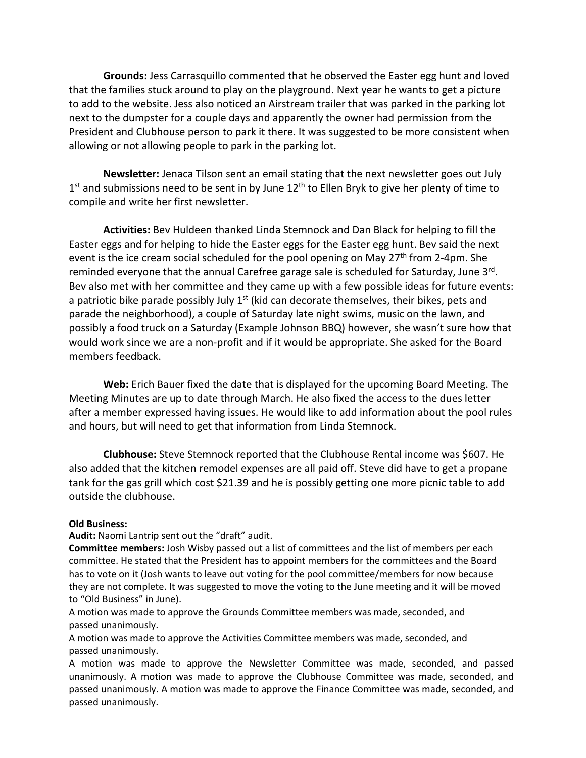**Grounds:** Jess Carrasquillo commented that he observed the Easter egg hunt and loved that the families stuck around to play on the playground. Next year he wants to get a picture to add to the website. Jess also noticed an Airstream trailer that was parked in the parking lot next to the dumpster for a couple days and apparently the owner had permission from the President and Clubhouse person to park it there. It was suggested to be more consistent when allowing or not allowing people to park in the parking lot.

**Newsletter:** Jenaca Tilson sent an email stating that the next newsletter goes out July 1st and submissions need to be sent in by June 12th to Ellen Bryk to give her plenty of time to compile and write her first newsletter.

**Activities:** Bev Huldeen thanked Linda Stemnock and Dan Black for helping to fill the Easter eggs and for helping to hide the Easter eggs for the Easter egg hunt. Bev said the next event is the ice cream social scheduled for the pool opening on May 27th from 2-4pm. She reminded everyone that the annual Carefree garage sale is scheduled for Saturday, June 3rd. Bev also met with her committee and they came up with a few possible ideas for future events: a patriotic bike parade possibly July 1st (kid can decorate themselves, their bikes, pets and parade the neighborhood), a couple of Saturday late night swims, music on the lawn, and possibly a food truck on a Saturday (Example Johnson BBQ) however, she wasn't sure how that would work since we are a non-profit and if it would be appropriate. She asked for the Board members feedback.

**Web:** Erich Bauer fixed the date that is displayed for the upcoming Board Meeting. The Meeting Minutes are up to date through March. He also fixed the access to the dues letter after a member expressed having issues. He would like to add information about the pool rules and hours, but will need to get that information from Linda Stemnock.

**Clubhouse:** Steve Stemnock reported that the Clubhouse Rental income was $607. He also added that the kitchen remodel expenses are all paid off. Steve did have to get a propane tank for the gas grill which cost $21.39 and he is possibly getting one more picnic table to add outside the clubhouse.

**Old Business:**

**Audit:** Naomi Lantrip sent out the "draft" audit.

**Committee members:** Josh Wisby passed out a list of committees and the list of members per each committee. He stated that the President has to appoint members for the committees and the Board has to vote on it (Josh wants to leave out voting for the pool committee/members for now because they are not complete. It was suggested to move the voting to the June meeting and it will be moved to "Old Business" in June).

A motion was made to approve the Grounds Committee members was made, seconded, and passed unanimously.

A motion was made to approve the Activities Committee members was made, seconded, and passed unanimously.

A motion was made to approve the Newsletter Committee was made, seconded, and passed unanimously. A motion was made to approve the Clubhouse Committee was made, seconded, and passed unanimously. A motion was made to approve the Finance Committee was made, seconded, and passed unanimously.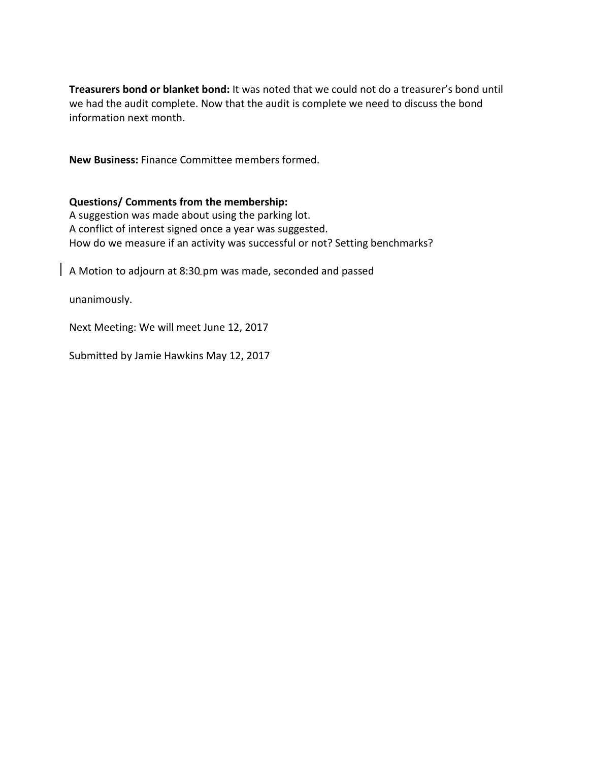**Treasurers bond or blanket bond:** It was noted that we could not do a treasurer's bond until we had the audit complete. Now that the audit is complete we need to discuss the bond information next month.

**New Business:** Finance Committee members formed.

**Questions/ Comments from the membership:**
A suggestion was made about using the parking lot.
A conflict of interest signed once a year was suggested.
How do we measure if an activity was successful or not? Setting benchmarks?

A Motion to adjourn at 8:30 pm was made, seconded and passed

unanimously.

Next Meeting: We will meet June 12, 2017

Submitted by Jamie Hawkins May 12, 2017